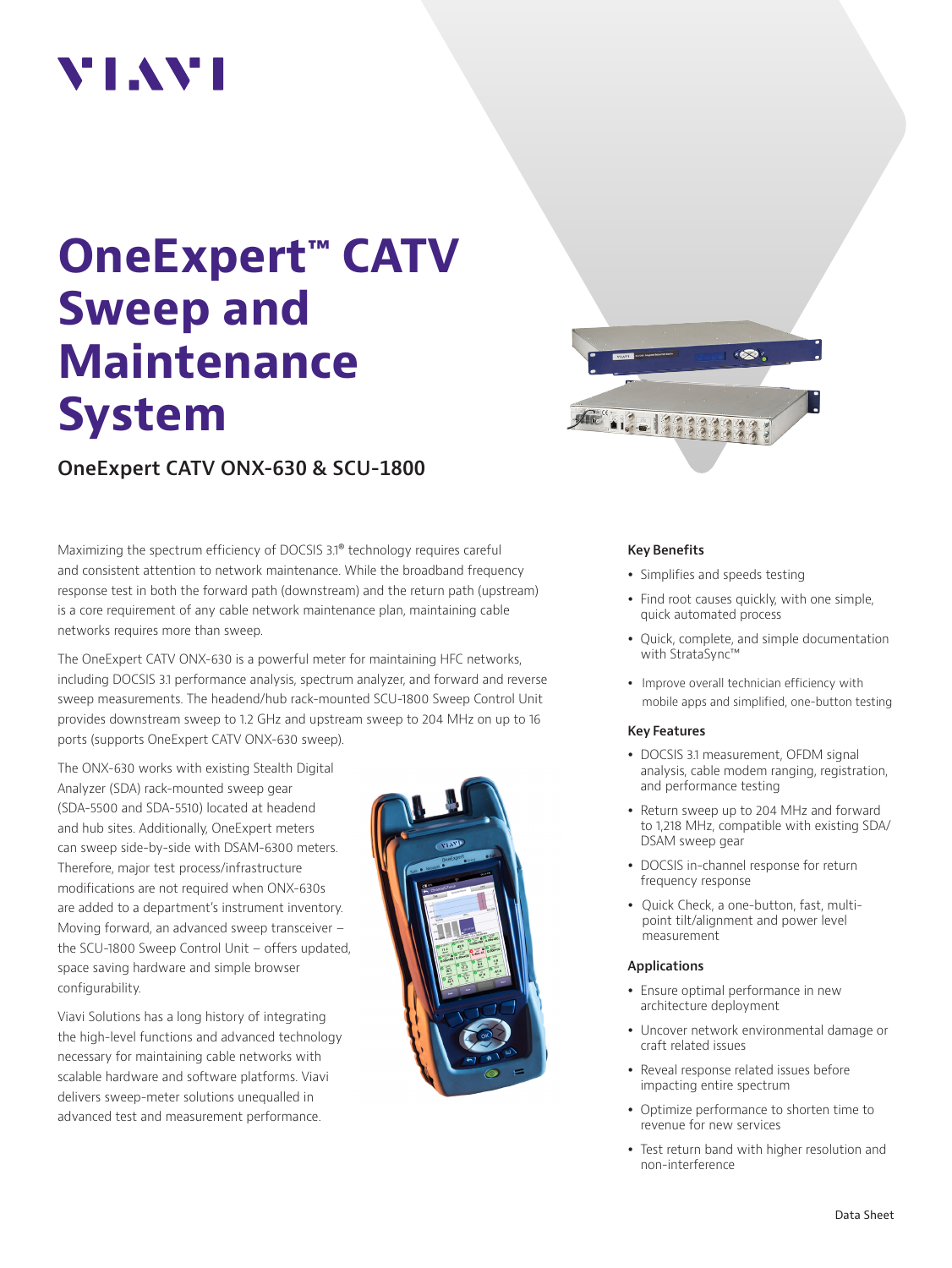VIAVI

# OneExpert™ CATV Sweep and Maintenance System

## OneExpert CATV ONX-630 & SCU-1800

Maximizing the spectrum efficiency of DOCSIS 3.1® technology requires careful and consistent attention to network maintenance. While the broadband frequency response test in both the forward path (downstream) and the return path (upstream) is a core requirement of any cable network maintenance plan, maintaining cable networks requires more than sweep.

The OneExpert CATV ONX-630 is a powerful meter for maintaining HFC networks, including DOCSIS 3.1 performance analysis, spectrum analyzer, and forward and reverse sweep measurements. The headend/hub rack-mounted SCU-1800 Sweep Control Unit provides downstream sweep to 1.2 GHz and upstream sweep to 204 MHz on up to 16 ports (supports OneExpert CATV ONX-630 sweep).

The ONX-630 works with existing Stealth Digital Analyzer (SDA) rack-mounted sweep gear (SDA-5500 and SDA-5510) located at headend and hub sites. Additionally, OneExpert meters can sweep side-by-side with DSAM-6300 meters. Therefore, major test process/infrastructure modifications are not required when ONX-630s are added to a department's instrument inventory. Moving forward, an advanced sweep transceiver – the SCU-1800 Sweep Control Unit – offers updated, space saving hardware and simple browser configurability.

Viavi Solutions has a long history of integrating the high-level functions and advanced technology necessary for maintaining cable networks with scalable hardware and software platforms. Viavi delivers sweep-meter solutions unequalled in advanced test and measurement performance.

### Key Benefits

- Simplifies and speeds testing
- Find root causes quickly, with one simple, quick automated process
- Quick, complete, and simple documentation with StrataSync™
- Improve overall technician efficiency with mobile apps and simplified, one-button testing

### Key Features

- DOCSIS 3.1 measurement, OFDM signal analysis, cable modem ranging, registration, and performance testing
- Return sweep up to 204 MHz and forward to 1,218 MHz, compatible with existing SDA/ DSAM sweep gear
- DOCSIS in-channel response for return frequency response
- Quick Check, a one-button, fast, multi-point tilt/alignment and power level measurement

### Applications

- Ensure optimal performance in new architecture deployment
- Uncover network environmental damage or craft related issues
- Reveal response related issues before impacting entire spectrum
- Optimize performance to shorten time to revenue for new services
- Test return band with higher resolution and non-interference

Data Sheet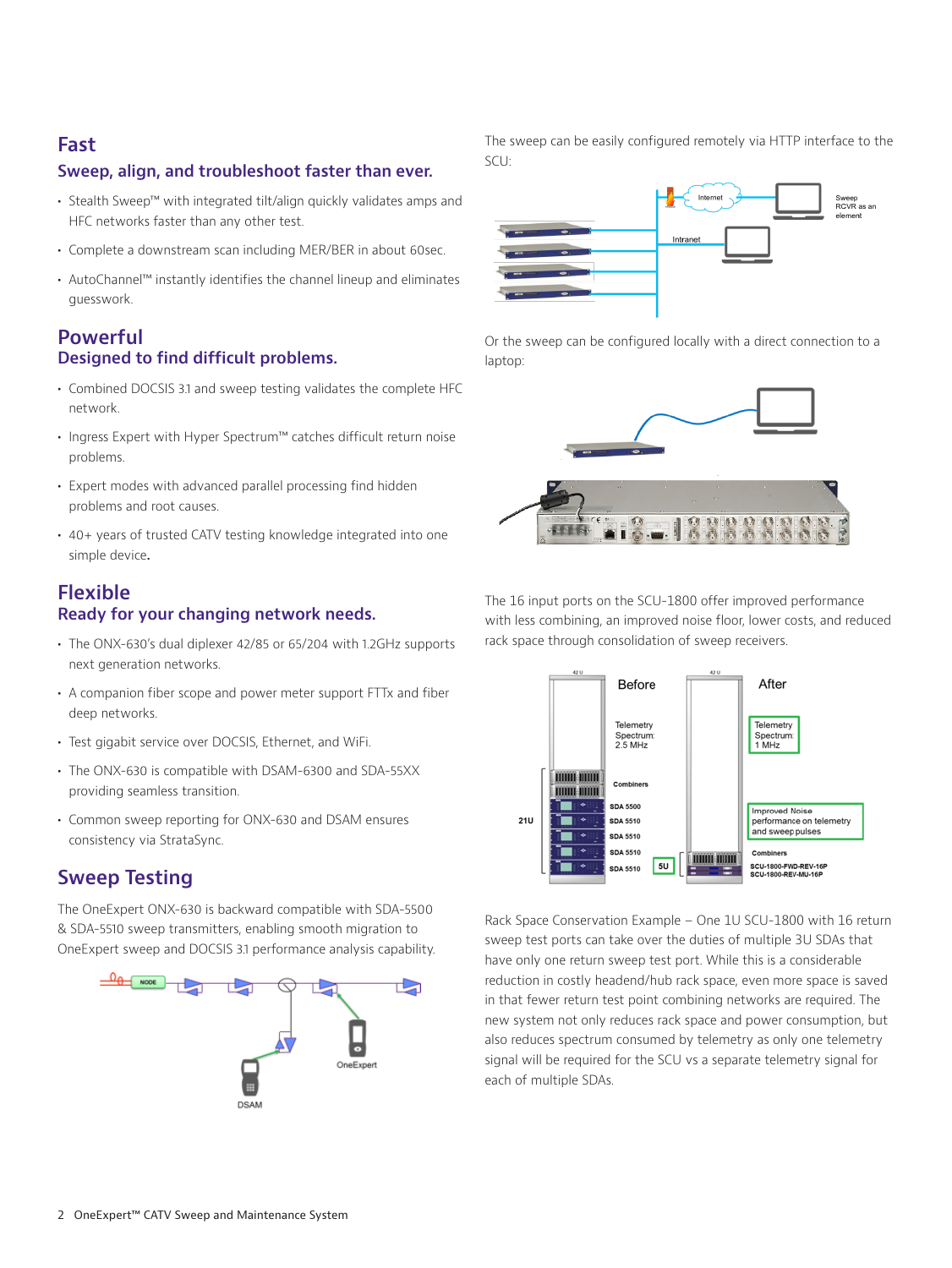## Fast

### Sweep, align, and troubleshoot faster than ever.

- Stealth Sweep™ with integrated tilt/align quickly validates amps and HFC networks faster than any other test.
- Complete a downstream scan including MER/BER in about 60sec.
- AutoChannel™ instantly identifies the channel lineup and eliminates guesswork.

## Powerful

### Designed to find difficult problems.

- Combined DOCSIS 3.1 and sweep testing validates the complete HFC network.
- Ingress Expert with Hyper Spectrum™ catches difficult return noise problems.
- Expert modes with advanced parallel processing find hidden problems and root causes.
- 40+ years of trusted CATV testing knowledge integrated into one simple device.

## Flexible

### Ready for your changing network needs.

- The ONX-630's dual diplexer 42/85 or 65/204 with 1.2GHz supports next generation networks.
- A companion fiber scope and power meter support FTTx and fiber deep networks.
- Test gigabit service over DOCSIS, Ethernet, and WiFi.
- The ONX-630 is compatible with DSAM-6300 and SDA-55XX providing seamless transition.
- Common sweep reporting for ONX-630 and DSAM ensures consistency via StrataSync.

## Sweep Testing

The OneExpert ONX-630 is backward compatible with SDA-5500 & SDA-5510 sweep transmitters, enabling smooth migration to OneExpert sweep and DOCSIS 3.1 performance analysis capability.

The sweep can be easily configured remotely via HTTP interface to the SCU:

Or the sweep can be configured locally with a direct connection to a laptop:

The 16 input ports on the SCU-1800 offer improved performance with less combining, an improved noise floor, lower costs, and reduced rack space through consolidation of sweep receivers.

Rack Space Conservation Example – One 1U SCU-1800 with 16 return sweep test ports can take over the duties of multiple 3U SDAs that have only one return sweep test port. While this is a considerable reduction in costly headend/hub rack space, even more space is saved in that fewer return test point combining networks are required. The new system not only reduces rack space and power consumption, but also reduces spectrum consumed by telemetry as only one telemetry signal will be required for the SCU vs a separate telemetry signal for each of multiple SDAs.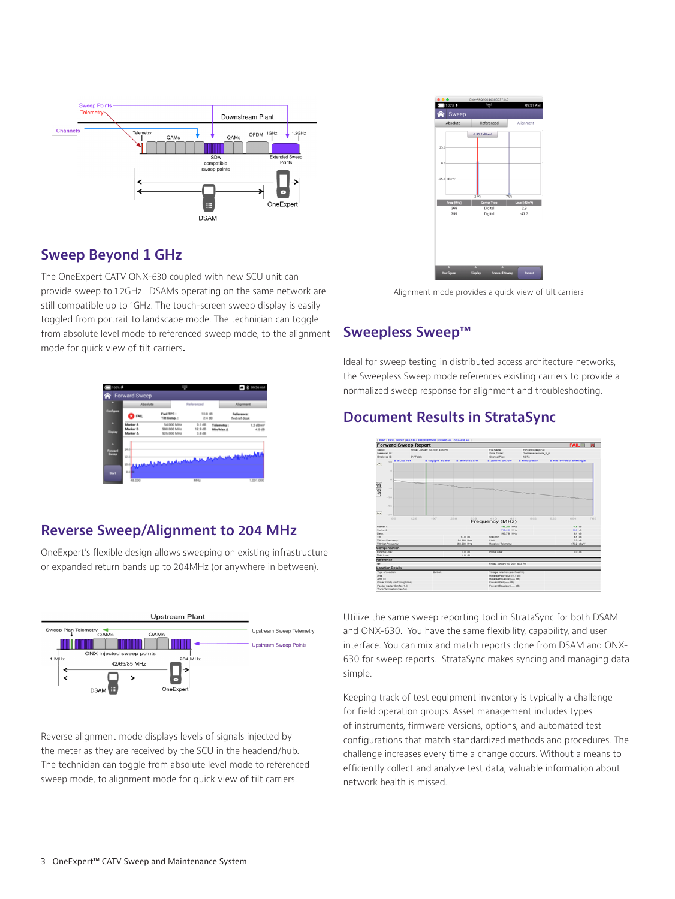## Sweep Beyond 1 GHz

The OneExpert CATV ONX-630 coupled with new SCU unit can provide sweep to 1.2GHz. DSAMs operating on the same network are still compatible up to 1GHz. The touch-screen sweep display is easily toggled from portrait to landscape mode. The technician can toggle from absolute level mode to referenced sweep mode, to the alignment mode for quick view of tilt carriers.

Alignment mode provides a quick view of tilt carriers

## Reverse Sweep/Alignment to 204 MHz

OneExpert's flexible design allows sweeping on existing infrastructure or expanded return bands up to 204MHz (or anywhere in between).

Reverse alignment mode displays levels of signals injected by the meter as they are received by the SCU in the headend/hub. The technician can toggle from absolute level mode to referenced sweep mode, to alignment mode for quick view of tilt carriers.

## Sweepless Sweep™

Ideal for sweep testing in distributed access architecture networks, the Sweepless Sweep mode references existing carriers to provide a normalized sweep response for alignment and troubleshooting.

## Document Results in StrataSync

Utilize the same sweep reporting tool in StrataSync for both DSAM and ONX-630. You have the same flexibility, capability, and user interface. You can mix and match reports done from DSAM and ONX-630 for sweep reports. StrataSync makes syncing and managing data simple.

Keeping track of test equipment inventory is typically a challenge for field operation groups. Asset management includes types of instruments, firmware versions, options, and automated test configurations that match standardized methods and procedures. The challenge increases every time a change occurs. Without a means to efficiently collect and analyze test data, valuable information about network health is missed.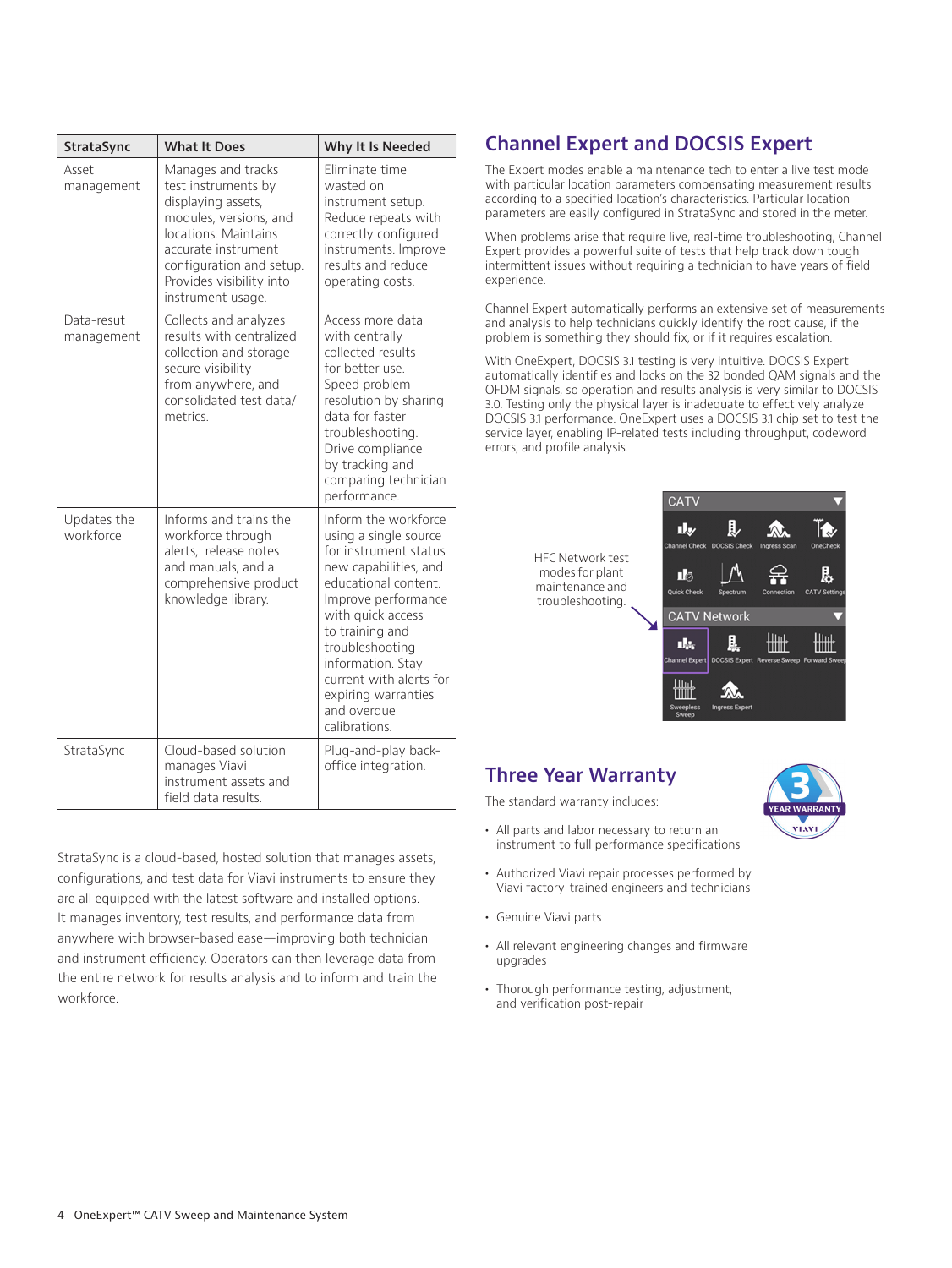| StrataSync | What It Does | Why It Is Needed |
|---|---|---|
| Asset management | Manages and tracks test instruments by displaying assets, modules, versions, and locations. Maintains accurate instrument configuration and setup. Provides visibility into instrument usage. | Eliminate time wasted on instrument setup. Reduce repeats with correctly configured instruments. Improve results and reduce operating costs. |
| Data-resut management | Collects and analyzes results with centralized collection and storage secure visibility from anywhere, and consolidated test data/ metrics. | Access more data with centrally collected results for better use. Speed problem resolution by sharing data for faster troubleshooting. Drive compliance by tracking and comparing technician performance. |
| Updates the workforce | Informs and trains the workforce through alerts, release notes and manuals, and a comprehensive product knowledge library. | Inform the workforce using a single source for instrument status new capabilities, and educational content. Improve performance with quick access to training and troubleshooting information. Stay current with alerts for expiring warranties and overdue calibrations. |
| StrataSync | Cloud-based solution manages Viavi instrument assets and field data results. | Plug-and-play back-office integration. |

StrataSync is a cloud-based, hosted solution that manages assets, configurations, and test data for Viavi instruments to ensure they are all equipped with the latest software and installed options. It manages inventory, test results, and performance data from anywhere with browser-based ease—improving both technician and instrument efficiency. Operators can then leverage data from the entire network for results analysis and to inform and train the workforce.

## Channel Expert and DOCSIS Expert

The Expert modes enable a maintenance tech to enter a live test mode with particular location parameters compensating measurement results according to a specified location's characteristics. Particular location parameters are easily configured in StrataSync and stored in the meter.

When problems arise that require live, real-time troubleshooting, Channel Expert provides a powerful suite of tests that help track down tough intermittent issues without requiring a technician to have years of field experience.

Channel Expert automatically performs an extensive set of measurements and analysis to help technicians quickly identify the root cause, if the problem is something they should fix, or if it requires escalation.

With OneExpert, DOCSIS 3.1 testing is very intuitive. DOCSIS Expert automatically identifies and locks on the 32 bonded QAM signals and the OFDM signals, so operation and results analysis is very similar to DOCSIS 3.0. Testing only the physical layer is inadequate to effectively analyze DOCSIS 3.1 performance. OneExpert uses a DOCSIS 3.1 chip set to test the service layer, enabling IP-related tests including throughput, codeword errors, and profile analysis.

HFC Network test modes for plant maintenance and troubleshooting.

## Three Year Warranty

The standard warranty includes:

- All parts and labor necessary to return an instrument to full performance specifications
- Authorized Viavi repair processes performed by Viavi factory-trained engineers and technicians
- Genuine Viavi parts
- All relevant engineering changes and firmware upgrades
- Thorough performance testing, adjustment, and verification post-repair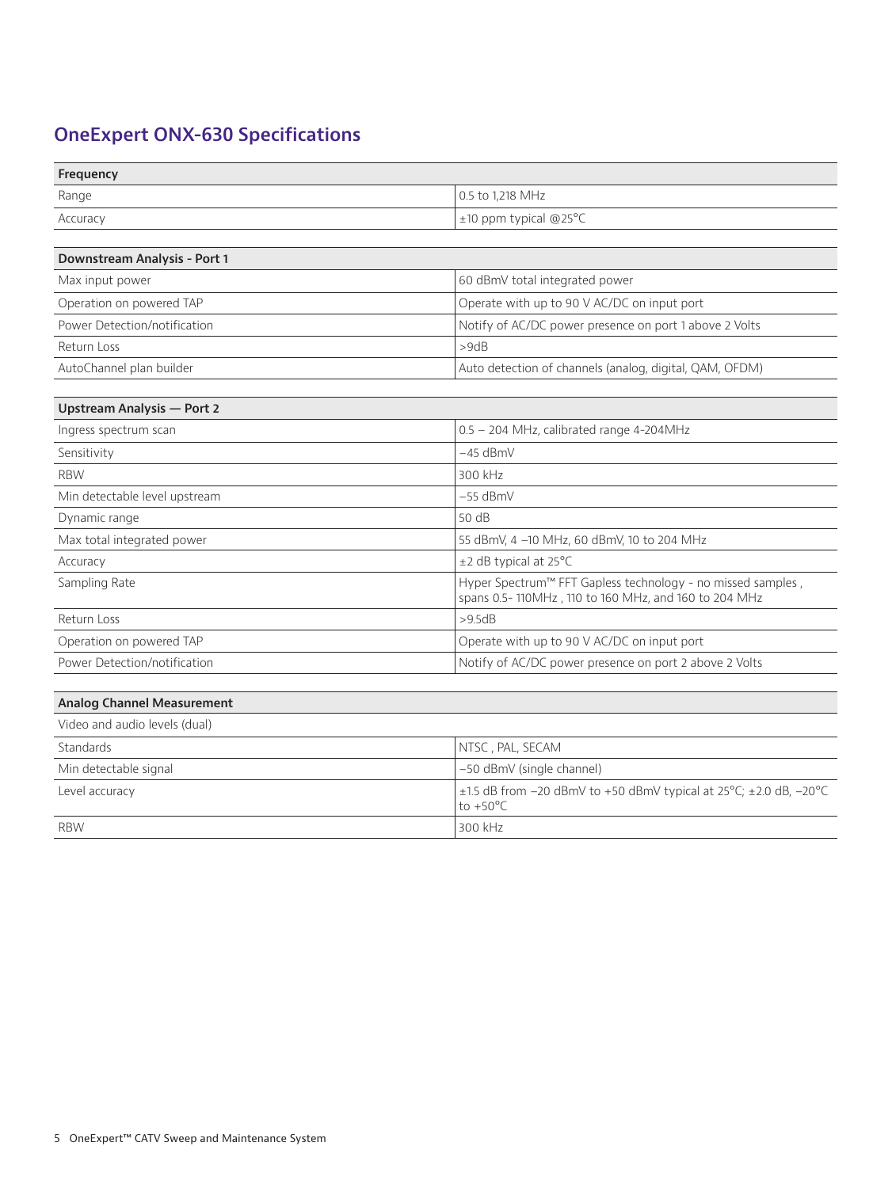## OneExpert ONX-630 Specifications

| Frequency | |
|---|---|
| Range | 0.5 to 1,218 MHz |
| Accuracy | ±10 ppm typical @25°C |

| Downstream Analysis - Port 1 | |
|---|---|
| Max input power | 60 dBmV total integrated power |
| Operation on powered TAP | Operate with up to 90 V AC/DC on input port |
| Power Detection/notification | Notify of AC/DC power presence on port 1 above 2 Volts |
| Return Loss | >9dB |
| AutoChannel plan builder | Auto detection of channels (analog, digital, QAM, OFDM) |

| Upstream Analysis — Port 2 | |
|---|---|
| Ingress spectrum scan | 0.5 – 204 MHz, calibrated range 4-204MHz |
| Sensitivity | −45 dBmV |
| RBW | 300 kHz |
| Min detectable level upstream | −55 dBmV |
| Dynamic range | 50 dB |
| Max total integrated power | 55 dBmV, 4 –10 MHz, 60 dBmV, 10 to 204 MHz |
| Accuracy | ±2 dB typical at 25°C |
| Sampling Rate | Hyper Spectrum™ FFT Gapless technology - no missed samples , spans 0.5- 110MHz , 110 to 160 MHz, and 160 to 204 MHz |
| Return Loss | >9.5dB |
| Operation on powered TAP | Operate with up to 90 V AC/DC on input port |
| Power Detection/notification | Notify of AC/DC power presence on port 2 above 2 Volts |

| Analog Channel Measurement | |
|---|---|
| Video and audio levels (dual) | |
| Standards | NTSC , PAL, SECAM |
| Min detectable signal | −50 dBmV (single channel) |
| Level accuracy | ±1.5 dB from −20 dBmV to +50 dBmV typical at 25°C; ±2.0 dB, −20°C to +50°C |
| RBW | 300 kHz |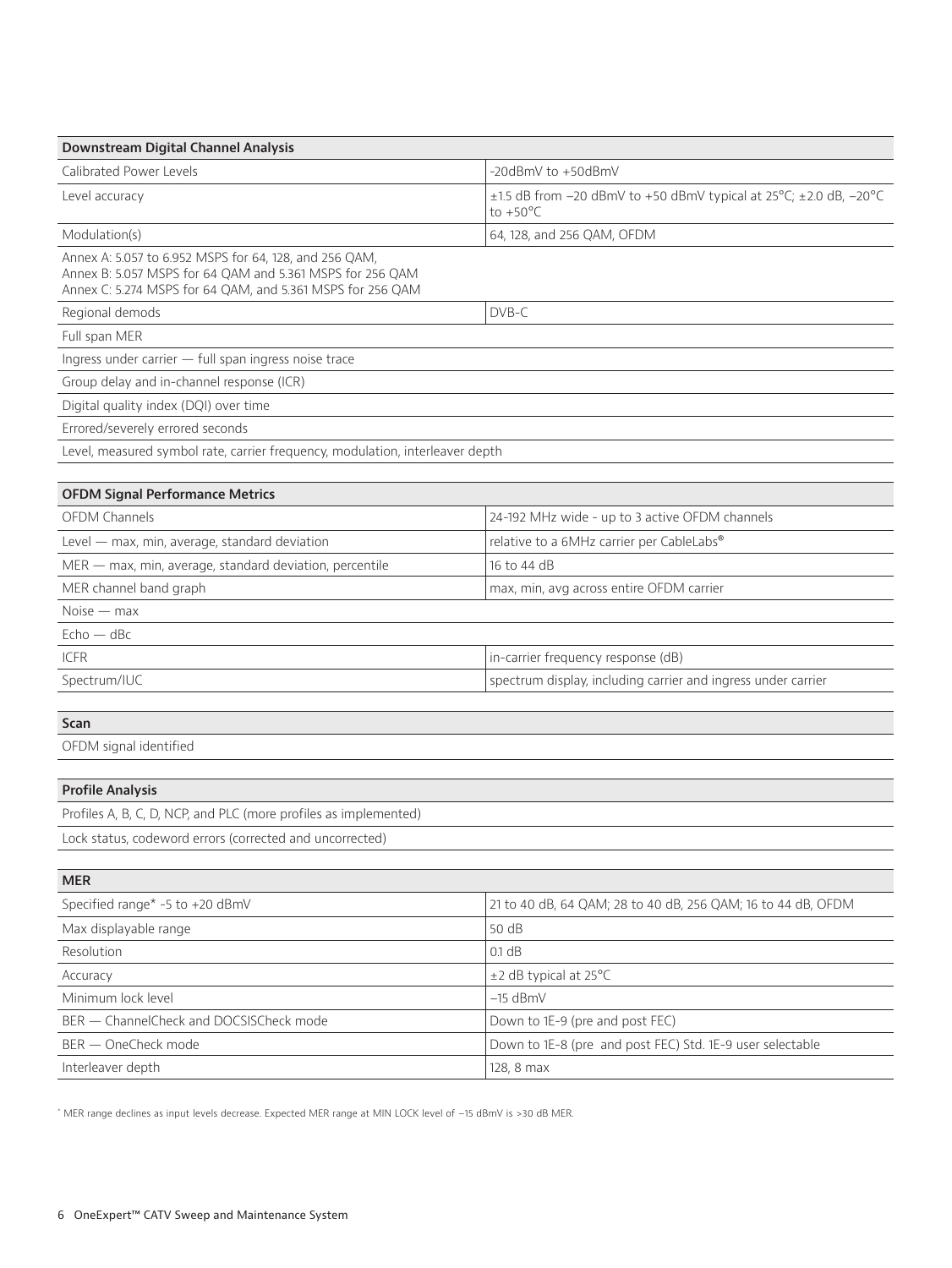| Downstream Digital Channel Analysis | |
|---|---|
| Calibrated Power Levels | -20dBmV to +50dBmV |
| Level accuracy | ±1.5 dB from −20 dBmV to +50 dBmV typical at 25°C; ±2.0 dB, −20°C to +50°C |
| Modulation(s) | 64, 128, and 256 QAM, OFDM |
| Annex A: 5.057 to 6.952 MSPS for 64, 128, and 256 QAM,<br>Annex B: 5.057 MSPS for 64 QAM and 5.361 MSPS for 256 QAM<br>Annex C: 5.274 MSPS for 64 QAM, and 5.361 MSPS for 256 QAM | |
| Regional demods | DVB-C |
| Full span MER | |
| Ingress under carrier — full span ingress noise trace | |
| Group delay and in-channel response (ICR) | |
| Digital quality index (DQI) over time | |
| Errored/severely errored seconds | |
| Level, measured symbol rate, carrier frequency, modulation, interleaver depth | |

| OFDM Signal Performance Metrics | |
|---|---|
| OFDM Channels | 24-192 MHz wide - up to 3 active OFDM channels |
| Level — max, min, average, standard deviation | relative to a 6MHz carrier per CableLabs® |
| MER — max, min, average, standard deviation, percentile | 16 to 44 dB |
| MER channel band graph | max, min, avg across entire OFDM carrier |
| Noise — max | |
| Echo — dBc | |
| ICFR | in-carrier frequency response (dB) |
| Spectrum/IUC | spectrum display, including carrier and ingress under carrier |

| Scan |
|---|
| OFDM signal identified |

| Profile Analysis |
|---|
| Profiles A, B, C, D, NCP, and PLC (more profiles as implemented) |
| Lock status, codeword errors (corrected and uncorrected) |

| MER | |
|---|---|
| Specified range* -5 to +20 dBmV | 21 to 40 dB, 64 QAM; 28 to 40 dB, 256 QAM; 16 to 44 dB, OFDM |
| Max displayable range | 50 dB |
| Resolution | 0.1 dB |
| Accuracy | ±2 dB typical at 25°C |
| Minimum lock level | −15 dBmV |
| BER — ChannelCheck and DOCSISCheck mode | Down to 1E-9 (pre and post FEC) |
| BER — OneCheck mode | Down to 1E-8 (pre and post FEC) Std. 1E-9 user selectable |
| Interleaver depth | 128, 8 max |

* MER range declines as input levels decrease. Expected MER range at MIN LOCK level of −15 dBmV is >30 dB MER.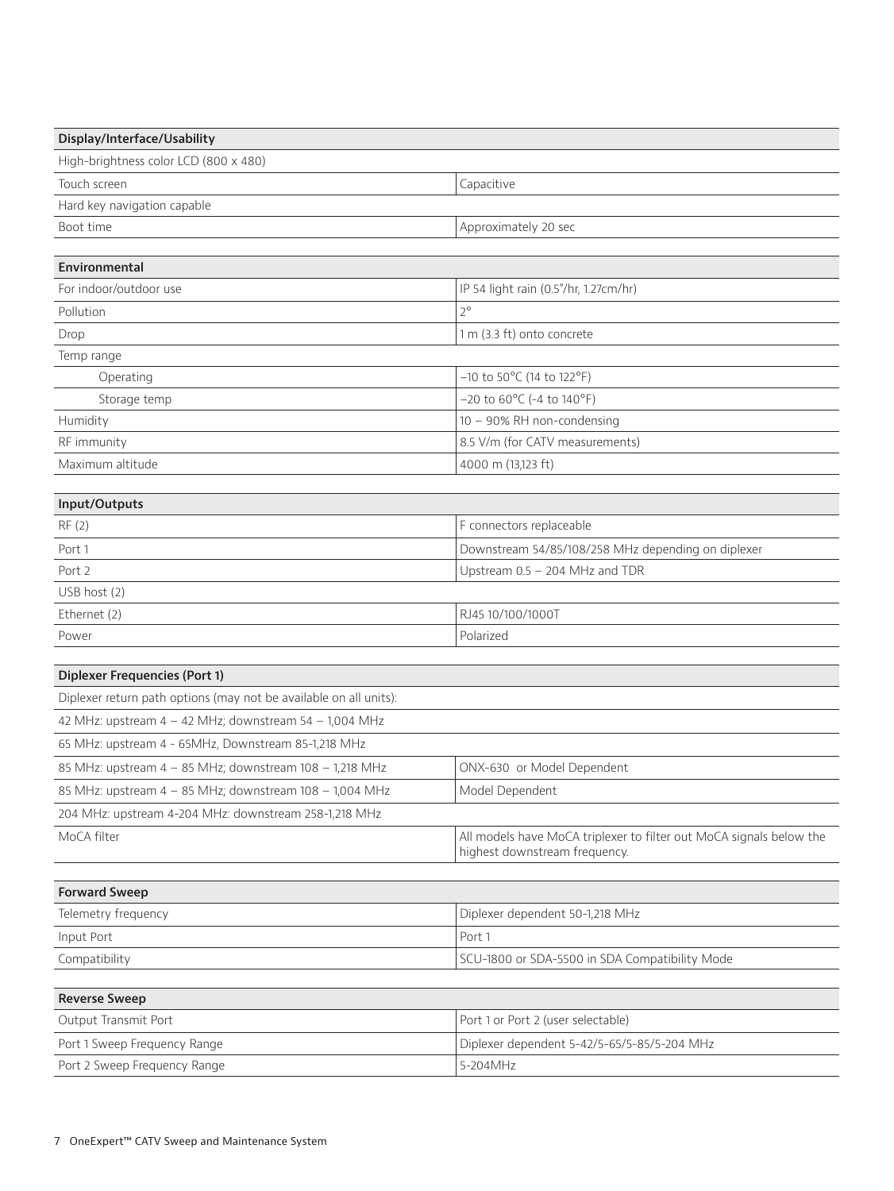| Display/Interface/Usability | |
|---|---|
| High-brightness color LCD (800 x 480) | |
| Touch screen | Capacitive |
| Hard key navigation capable | |
| Boot time | Approximately 20 sec |

| Environmental | |
|---|---|
| For indoor/outdoor use | IP 54 light rain (0.5"/hr, 1.27cm/hr) |
| Pollution | 2° |
| Drop | 1 m (3.3 ft) onto concrete |
| Temp range | |
| Operating | –10 to 50°C (14 to 122°F) |
| Storage temp | –20 to 60°C (-4 to 140°F) |
| Humidity | 10 – 90% RH non-condensing |
| RF immunity | 8.5 V/m (for CATV measurements) |
| Maximum altitude | 4000 m (13,123 ft) |

| Input/Outputs | |
|---|---|
| RF (2) | F connectors replaceable |
| Port 1 | Downstream 54/85/108/258 MHz depending on diplexer |
| Port 2 | Upstream 0.5 – 204 MHz and TDR |
| USB host (2) | |
| Ethernet (2) | RJ45 10/100/1000T |
| Power | Polarized |

| Diplexer Frequencies (Port 1) | |
|---|---|
| Diplexer return path options (may not be available on all units): | |
| 42 MHz: upstream 4 – 42 MHz; downstream 54 – 1,004 MHz | |
| 65 MHz: upstream 4 - 65MHz, Downstream 85-1,218 MHz | |
| 85 MHz: upstream 4 – 85 MHz; downstream 108 – 1,218 MHz | ONX-630 or Model Dependent |
| 85 MHz: upstream 4 – 85 MHz; downstream 108 – 1,004 MHz | Model Dependent |
| 204 MHz: upstream 4-204 MHz: downstream 258-1,218 MHz | |
| MoCA filter | All models have MoCA triplexer to filter out MoCA signals below the highest downstream frequency. |

| Forward Sweep | |
|---|---|
| Telemetry frequency | Diplexer dependent 50-1,218 MHz |
| Input Port | Port 1 |
| Compatibility | SCU-1800 or SDA-5500 in SDA Compatibility Mode |

| Reverse Sweep | |
|---|---|
| Output Transmit Port | Port 1 or Port 2 (user selectable) |
| Port 1 Sweep Frequency Range | Diplexer dependent 5-42/5-65/5-85/5-204 MHz |
| Port 2 Sweep Frequency Range | 5-204MHz |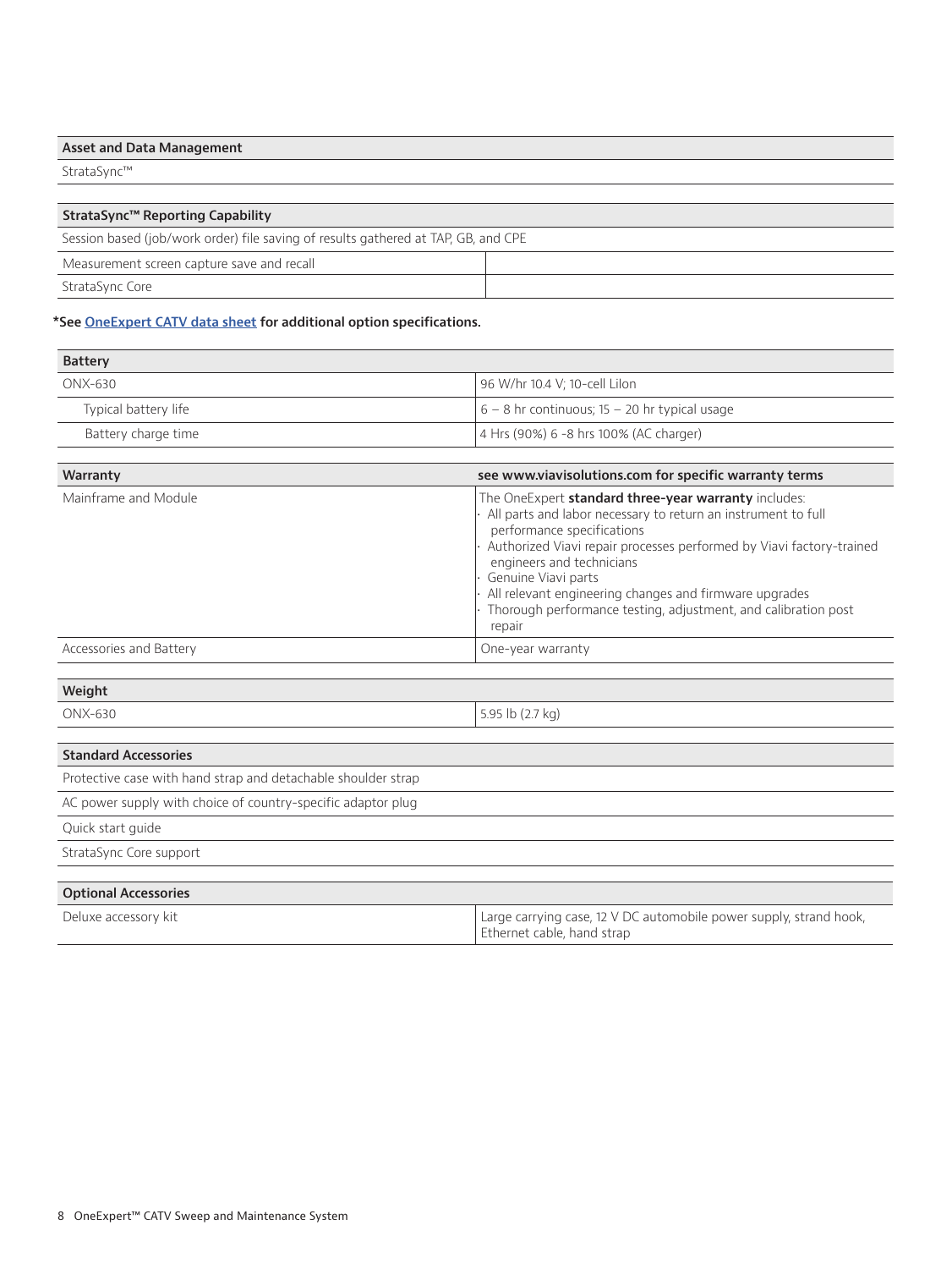| Asset and Data Management |
| --- |
| StrataSync™ |

| StrataSync™ Reporting Capability | |
| --- | --- |
| Session based (job/work order) file saving of results gathered at TAP, GB, and CPE | |
| Measurement screen capture save and recall | |
| StrataSync Core | |

**\*See OneExpert CATV data sheet for additional option specifications.**

| Battery | |
| --- | --- |
| ONX-630 | 96 W/hr 10.4 V; 10-cell LiIon |
| Typical battery life | 6 – 8 hr continuous; 15 – 20 hr typical usage |
| Battery charge time | 4 Hrs (90%) 6 -8 hrs 100% (AC charger) |

| Warranty | see www.viavisolutions.com for specific warranty terms |
| --- | --- |
| Mainframe and Module | The OneExpert **standard three-year warranty** includes:<br>· All parts and labor necessary to return an instrument to full performance specifications<br>· Authorized Viavi repair processes performed by Viavi factory-trained engineers and technicians<br>· Genuine Viavi parts<br>· All relevant engineering changes and firmware upgrades<br>· Thorough performance testing, adjustment, and calibration post repair |
| Accessories and Battery | One-year warranty |

| Weight | |
| --- | --- |
| ONX-630 | 5.95 lb (2.7 kg) |

| Standard Accessories |
| --- |
| Protective case with hand strap and detachable shoulder strap |
| AC power supply with choice of country-specific adaptor plug |
| Quick start guide |
| StrataSync Core support |

| Optional Accessories | |
| --- | --- |
| Deluxe accessory kit | Large carrying case, 12 V DC automobile power supply, strand hook, Ethernet cable, hand strap |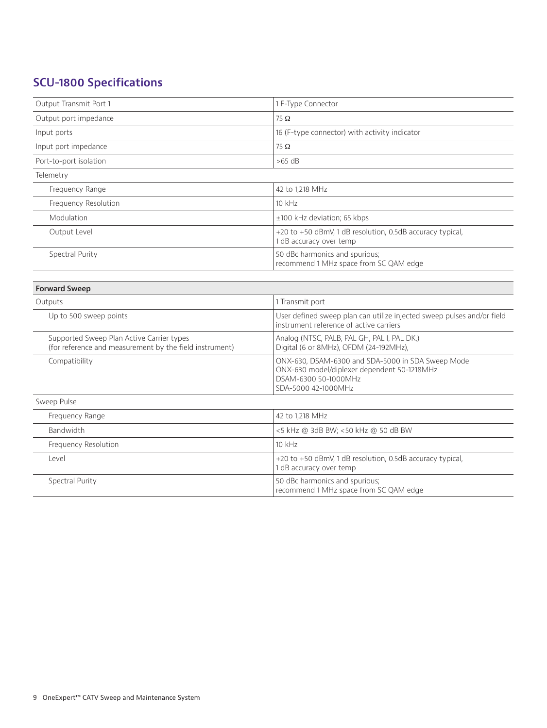## SCU-1800 Specifications

| | |
|---|---|
| Output Transmit Port 1 | 1 F-Type Connector |
| Output port impedance | 75 Ω |
| Input ports | 16 (F-type connector) with activity indicator |
| Input port impedance | 75 Ω |
| Port-to-port isolation | >65 dB |
| Telemetry | |
| Frequency Range | 42 to 1,218 MHz |
| Frequency Resolution | 10 kHz |
| Modulation | ±100 kHz deviation; 65 kbps |
| Output Level | +20 to +50 dBmV, 1 dB resolution, 0.5dB accuracy typical, 1 dB accuracy over temp |
| Spectral Purity | 50 dBc harmonics and spurious; recommend 1 MHz space from SC QAM edge |

| **Forward Sweep** | |
|---|---|
| Outputs | 1 Transmit port |
| Up to 500 sweep points | User defined sweep plan can utilize injected sweep pulses and/or field instrument reference of active carriers |
| Supported Sweep Plan Active Carrier types (for reference and measurement by the field instrument) | Analog (NTSC, PALB, PAL GH, PAL I, PAL DK,) Digital (6 or 8MHz), OFDM (24-192MHz), |
| Compatibility | ONX-630, DSAM-6300 and SDA-5000 in SDA Sweep Mode<br>ONX-630 model/diplexer dependent 50-1218MHz<br>DSAM-6300 50-1000MHz<br>SDA-5000 42-1000MHz |
| Sweep Pulse | |
| Frequency Range | 42 to 1,218 MHz |
| Bandwidth | <5 kHz @ 3dB BW; <50 kHz @ 50 dB BW |
| Frequency Resolution | 10 kHz |
| Level | +20 to +50 dBmV, 1 dB resolution, 0.5dB accuracy typical, 1 dB accuracy over temp |
| Spectral Purity | 50 dBc harmonics and spurious; recommend 1 MHz space from SC QAM edge |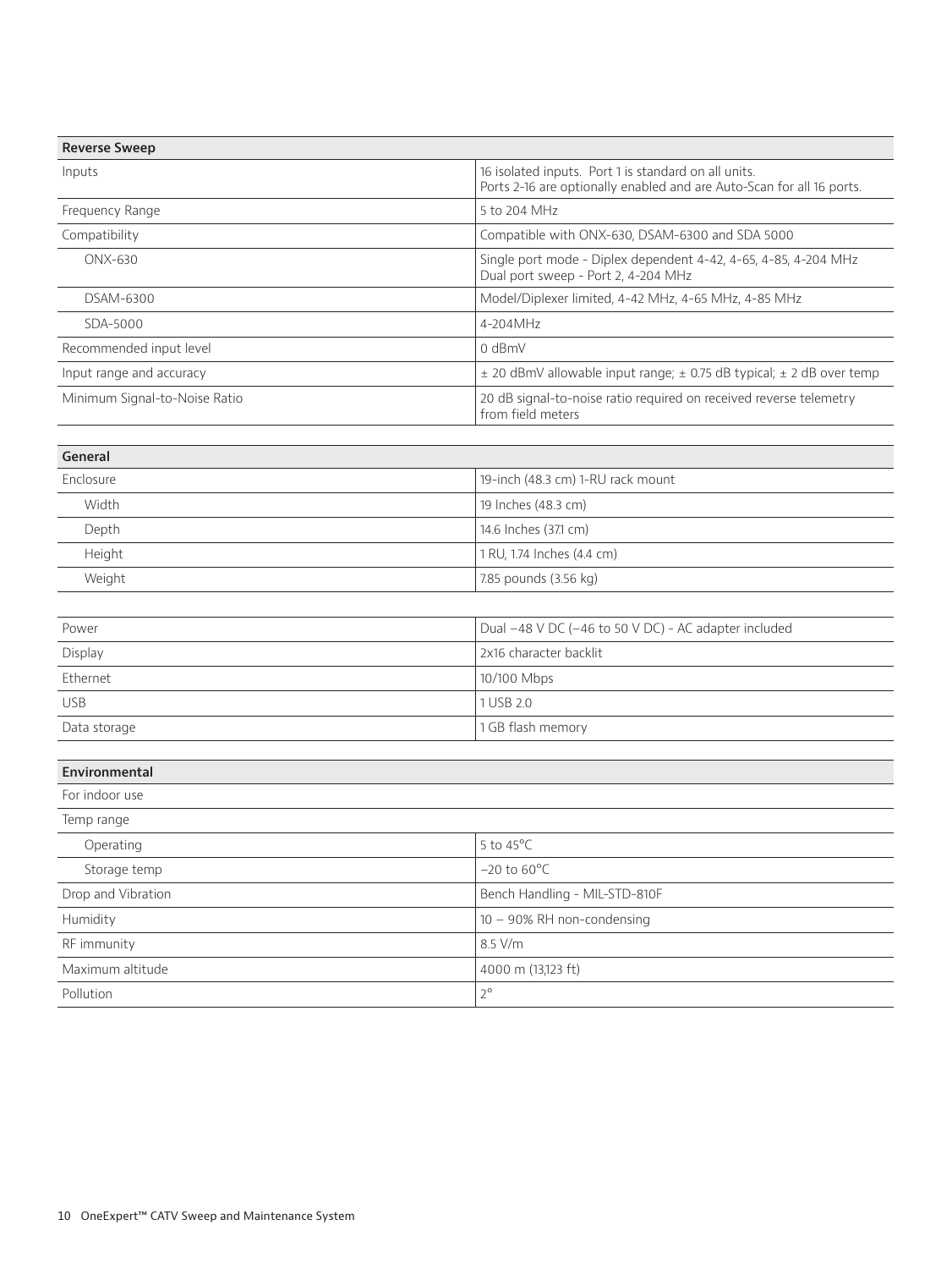| Reverse Sweep | |
|---|---|
| Inputs | 16 isolated inputs. Port 1 is standard on all units.<br>Ports 2-16 are optionally enabled and are Auto-Scan for all 16 ports. |
| Frequency Range | 5 to 204 MHz |
| Compatibility | Compatible with ONX-630, DSAM-6300 and SDA 5000 |
| ONX-630 | Single port mode - Diplex dependent 4-42, 4-65, 4-85, 4-204 MHz<br>Dual port sweep - Port 2, 4-204 MHz |
| DSAM-6300 | Model/Diplexer limited, 4-42 MHz, 4-65 MHz, 4-85 MHz |
| SDA-5000 | 4-204MHz |
| Recommended input level | 0 dBmV |
| Input range and accuracy | ± 20 dBmV allowable input range; ± 0.75 dB typical; ± 2 dB over temp |
| Minimum Signal-to-Noise Ratio | 20 dB signal-to-noise ratio required on received reverse telemetry from field meters |

| General | |
|---|---|
| Enclosure | 19-inch (48.3 cm) 1-RU rack mount |
| Width | 19 Inches (48.3 cm) |
| Depth | 14.6 Inches (37.1 cm) |
| Height | 1 RU, 1.74 Inches (4.4 cm) |
| Weight | 7.85 pounds (3.56 kg) |

| | |
|---|---|
| Power | Dual −48 V DC (−46 to 50 V DC) - AC adapter included |
| Display | 2x16 character backlit |
| Ethernet | 10/100 Mbps |
| USB | 1 USB 2.0 |
| Data storage | 1 GB flash memory |

| Environmental | |
|---|---|
| For indoor use | |
| Temp range | |
| Operating | 5 to 45°C |
| Storage temp | −20 to 60°C |
| Drop and Vibration | Bench Handling - MIL-STD-810F |
| Humidity | 10 – 90% RH non-condensing |
| RF immunity | 8.5 V/m |
| Maximum altitude | 4000 m (13,123 ft) |
| Pollution | 2° |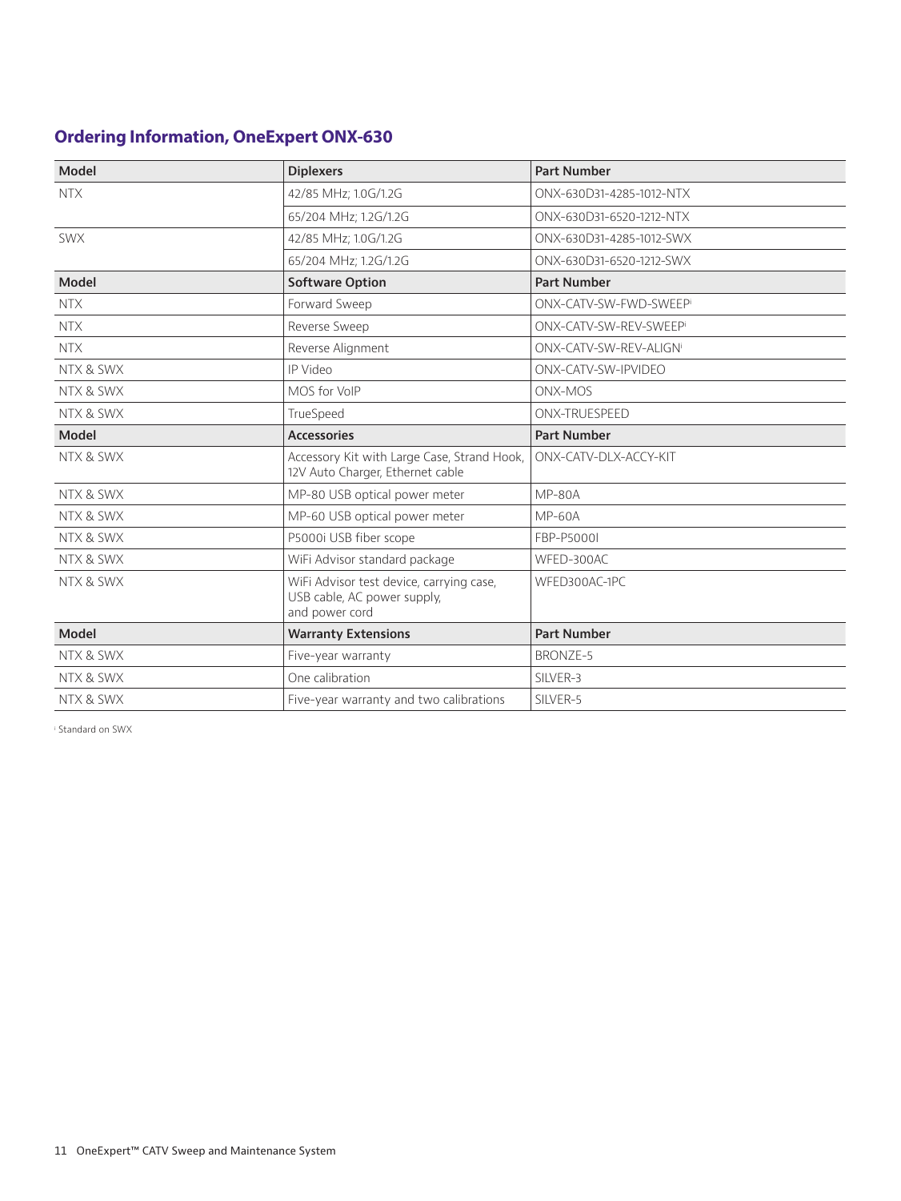## Ordering Information, OneExpert ONX-630

| Model | Diplexers | Part Number |
| --- | --- | --- |
| NTX | 42/85 MHz; 1.0G/1.2G | ONX-630D31-4285-1012-NTX |
| | 65/204 MHz; 1.2G/1.2G | ONX-630D31-6520-1212-NTX |
| SWX | 42/85 MHz; 1.0G/1.2G | ONX-630D31-4285-1012-SWX |
| | 65/204 MHz; 1.2G/1.2G | ONX-630D31-6520-1212-SWX |
| **Model** | **Software Option** | **Part Number** |
| NTX | Forward Sweep | ONX-CATV-SW-FWD-SWEEP[i] |
| NTX | Reverse Sweep | ONX-CATV-SW-REV-SWEEP[i] |
| NTX | Reverse Alignment | ONX-CATV-SW-REV-ALIGN[i] |
| NTX & SWX | IP Video | ONX-CATV-SW-IPVIDEO |
| NTX & SWX | MOS for VoIP | ONX-MOS |
| NTX & SWX | TrueSpeed | ONX-TRUESPEED |
| **Model** | **Accessories** | **Part Number** |
| NTX & SWX | Accessory Kit with Large Case, Strand Hook, 12V Auto Charger, Ethernet cable | ONX-CATV-DLX-ACCY-KIT |
| NTX & SWX | MP-80 USB optical power meter | MP-80A |
| NTX & SWX | MP-60 USB optical power meter | MP-60A |
| NTX & SWX | P5000i USB fiber scope | FBP-P5000I |
| NTX & SWX | WiFi Advisor standard package | WFED-300AC |
| NTX & SWX | WiFi Advisor test device, carrying case, USB cable, AC power supply, and power cord | WFED300AC-1PC |
| **Model** | **Warranty Extensions** | **Part Number** |
| NTX & SWX | Five-year warranty | BRONZE-5 |
| NTX & SWX | One calibration | SILVER-3 |
| NTX & SWX | Five-year warranty and two calibrations | SILVER-5 |

[i] Standard on SWX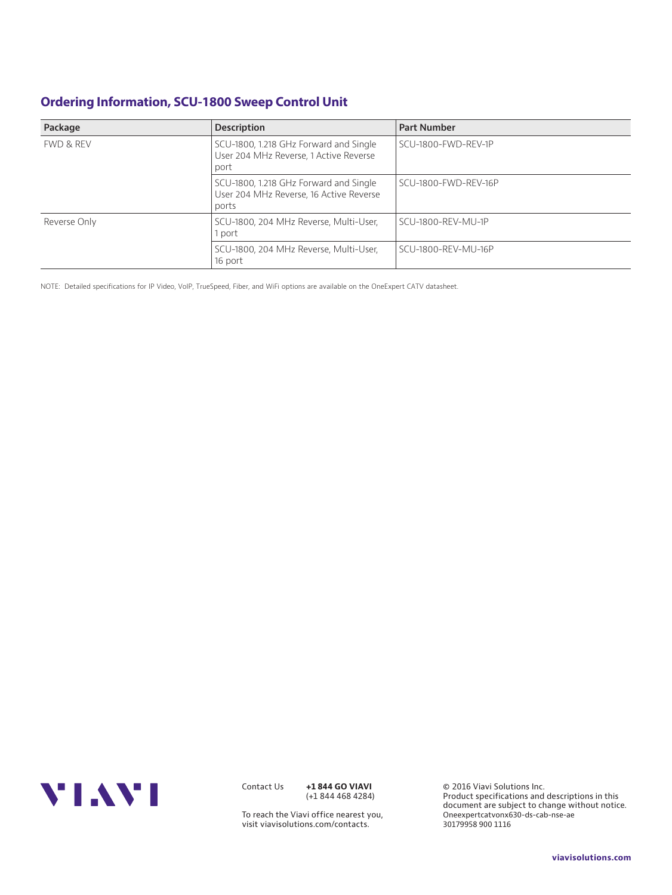## Ordering Information, SCU-1800 Sweep Control Unit

| Package | Description | Part Number |
|---|---|---|
| FWD & REV | SCU-1800, 1.218 GHz Forward and Single User 204 MHz Reverse, 1 Active Reverse port | SCU-1800-FWD-REV-1P |
| | SCU-1800, 1.218 GHz Forward and Single User 204 MHz Reverse, 16 Active Reverse ports | SCU-1800-FWD-REV-16P |
| Reverse Only | SCU-1800, 204 MHz Reverse, Multi-User, 1 port | SCU-1800-REV-MU-1P |
| | SCU-1800, 204 MHz Reverse, Multi-User, 16 port | SCU-1800-REV-MU-16P |

NOTE: Detailed specifications for IP Video, VoIP, TrueSpeed, Fiber, and WiFi options are available on the OneExpert CATV datasheet.

VIAVI

Contact Us **+1 844 GO VIAVI**
(+1 844 468 4284)

To reach the Viavi office nearest you, visit viavisolutions.com/contacts.

© 2016 Viavi Solutions Inc.
Product specifications and descriptions in this document are subject to change without notice.
Oneexpertcatvonx630-ds-cab-nse-ae
30179958 900 1116

**viavisolutions.com**